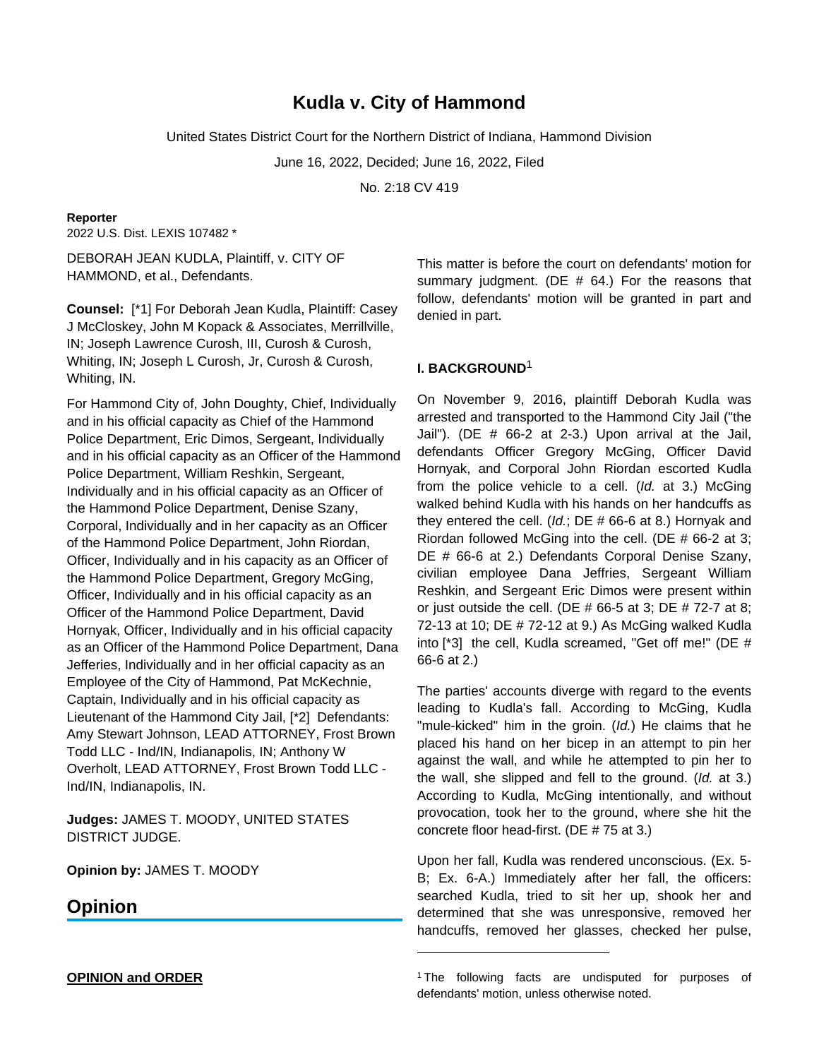# Kudla v. City of Hammond

United States District Court for the Northern District of Indiana, Hammond Division

June 16, 2022, Decided; June 16, 2022, Filed

No. 2:18 CV 419

**Reporter**

2022 U.S. Dist. LEXIS 107482 *

DEBORAH JEAN KUDLA, Plaintiff, v. CITY OF HAMMOND, et al., Defendants.

**Counsel:** [*1] For Deborah Jean Kudla, Plaintiff: Casey J McCloskey, John M Kopack & Associates, Merrillville, IN; Joseph Lawrence Curosh, III, Curosh & Curosh, Whiting, IN; Joseph L Curosh, Jr, Curosh & Curosh, Whiting, IN.

For Hammond City of, John Doughty, Chief, Individually and in his official capacity as Chief of the Hammond Police Department, Eric Dimos, Sergeant, Individually and in his official capacity as an Officer of the Hammond Police Department, William Reshkin, Sergeant, Individually and in his official capacity as an Officer of the Hammond Police Department, Denise Szany, Corporal, Individually and in her capacity as an Officer of the Hammond Police Department, John Riordan, Officer, Individually and in his capacity as an Officer of the Hammond Police Department, Gregory McGing, Officer, Individually and in his official capacity as an Officer of the Hammond Police Department, David Hornyak, Officer, Individually and in his official capacity as an Officer of the Hammond Police Department, Dana Jefferies, Individually and in her official capacity as an Employee of the City of Hammond, Pat McKechnie, Captain, Individually and in his official capacity as Lieutenant of the Hammond City Jail, [*2] Defendants: Amy Stewart Johnson, LEAD ATTORNEY, Frost Brown Todd LLC - Ind/IN, Indianapolis, IN; Anthony W Overholt, LEAD ATTORNEY, Frost Brown Todd LLC - Ind/IN, Indianapolis, IN.

**Judges:** JAMES T. MOODY, UNITED STATES DISTRICT JUDGE.

**Opinion by:** JAMES T. MOODY

## Opinion

**OPINION and ORDER**

This matter is before the court on defendants' motion for summary judgment. (DE # 64.) For the reasons that follow, defendants' motion will be granted in part and denied in part.

### I. BACKGROUND[1]

On November 9, 2016, plaintiff Deborah Kudla was arrested and transported to the Hammond City Jail ("the Jail"). (DE # 66-2 at 2-3.) Upon arrival at the Jail, defendants Officer Gregory McGing, Officer David Hornyak, and Corporal John Riordan escorted Kudla from the police vehicle to a cell. (*Id.* at 3.) McGing walked behind Kudla with his hands on her handcuffs as they entered the cell. (*Id.*; DE # 66-6 at 8.) Hornyak and Riordan followed McGing into the cell. (DE # 66-2 at 3; DE # 66-6 at 2.) Defendants Corporal Denise Szany, civilian employee Dana Jeffries, Sergeant William Reshkin, and Sergeant Eric Dimos were present within or just outside the cell. (DE # 66-5 at 3; DE # 72-7 at 8; 72-13 at 10; DE # 72-12 at 9.) As McGing walked Kudla into [*3] the cell, Kudla screamed, "Get off me!" (DE # 66-6 at 2.)

The parties' accounts diverge with regard to the events leading to Kudla's fall. According to McGing, Kudla "mule-kicked" him in the groin. (*Id.*) He claims that he placed his hand on her bicep in an attempt to pin her against the wall, and while he attempted to pin her to the wall, she slipped and fell to the ground. (*Id.* at 3.) According to Kudla, McGing intentionally, and without provocation, took her to the ground, where she hit the concrete floor head-first. (DE # 75 at 3.)

Upon her fall, Kudla was rendered unconscious. (Ex. 5-B; Ex. 6-A.) Immediately after her fall, the officers: searched Kudla, tried to sit her up, shook her and determined that she was unresponsive, removed her handcuffs, removed her glasses, checked her pulse,

[1] The following facts are undisputed for purposes of defendants' motion, unless otherwise noted.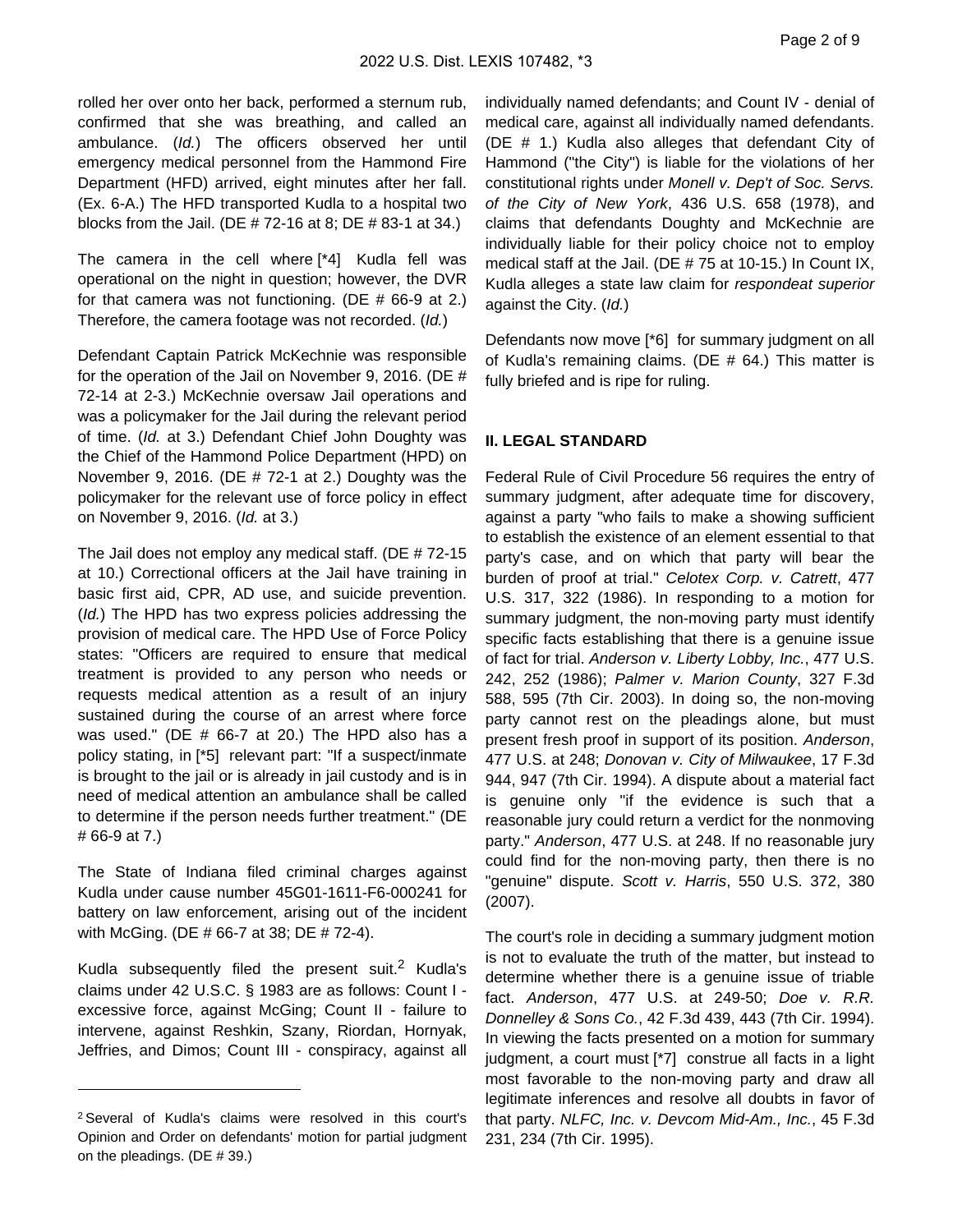rolled her over onto her back, performed a sternum rub, confirmed that she was breathing, and called an ambulance. (*Id.*) The officers observed her until emergency medical personnel from the Hammond Fire Department (HFD) arrived, eight minutes after her fall. (Ex. 6-A.) The HFD transported Kudla to a hospital two blocks from the Jail. (DE # 72-16 at 8; DE # 83-1 at 34.)

The camera in the cell where [*4] Kudla fell was operational on the night in question; however, the DVR for that camera was not functioning. (DE # 66-9 at 2.) Therefore, the camera footage was not recorded. (*Id.*)

Defendant Captain Patrick McKechnie was responsible for the operation of the Jail on November 9, 2016. (DE # 72-14 at 2-3.) McKechnie oversaw Jail operations and was a policymaker for the Jail during the relevant period of time. (*Id.* at 3.) Defendant Chief John Doughty was the Chief of the Hammond Police Department (HPD) on November 9, 2016. (DE # 72-1 at 2.) Doughty was the policymaker for the relevant use of force policy in effect on November 9, 2016. (*Id.* at 3.)

The Jail does not employ any medical staff. (DE # 72-15 at 10.) Correctional officers at the Jail have training in basic first aid, CPR, AD use, and suicide prevention. (*Id.*) The HPD has two express policies addressing the provision of medical care. The HPD Use of Force Policy states: "Officers are required to ensure that medical treatment is provided to any person who needs or requests medical attention as a result of an injury sustained during the course of an arrest where force was used." (DE # 66-7 at 20.) The HPD also has a policy stating, in [*5] relevant part: "If a suspect/inmate is brought to the jail or is already in jail custody and is in need of medical attention an ambulance shall be called to determine if the person needs further treatment." (DE # 66-9 at 7.)

The State of Indiana filed criminal charges against Kudla under cause number 45G01-1611-F6-000241 for battery on law enforcement, arising out of the incident with McGing. (DE # 66-7 at 38; DE # 72-4).

Kudla subsequently filed the present suit.[2] Kudla's claims under 42 U.S.C. § 1983 are as follows: Count I - excessive force, against McGing; Count II - failure to intervene, against Reshkin, Szany, Riordan, Hornyak, Jeffries, and Dimos; Count III - conspiracy, against all individually named defendants; and Count IV - denial of medical care, against all individually named defendants. (DE # 1.) Kudla also alleges that defendant City of Hammond ("the City") is liable for the violations of her constitutional rights under *Monell v. Dep't of Soc. Servs. of the City of New York*, 436 U.S. 658 (1978), and claims that defendants Doughty and McKechnie are individually liable for their policy choice not to employ medical staff at the Jail. (DE # 75 at 10-15.) In Count IX, Kudla alleges a state law claim for *respondeat superior* against the City. (*Id.*)

Defendants now move [*6] for summary judgment on all of Kudla's remaining claims. (DE # 64.) This matter is fully briefed and is ripe for ruling.

## II. LEGAL STANDARD

Federal Rule of Civil Procedure 56 requires the entry of summary judgment, after adequate time for discovery, against a party "who fails to make a showing sufficient to establish the existence of an element essential to that party's case, and on which that party will bear the burden of proof at trial." *Celotex Corp. v. Catrett*, 477 U.S. 317, 322 (1986). In responding to a motion for summary judgment, the non-moving party must identify specific facts establishing that there is a genuine issue of fact for trial. *Anderson v. Liberty Lobby, Inc.*, 477 U.S. 242, 252 (1986); *Palmer v. Marion County*, 327 F.3d 588, 595 (7th Cir. 2003). In doing so, the non-moving party cannot rest on the pleadings alone, but must present fresh proof in support of its position. *Anderson*, 477 U.S. at 248; *Donovan v. City of Milwaukee*, 17 F.3d 944, 947 (7th Cir. 1994). A dispute about a material fact is genuine only "if the evidence is such that a reasonable jury could return a verdict for the nonmoving party." *Anderson*, 477 U.S. at 248. If no reasonable jury could find for the non-moving party, then there is no "genuine" dispute. *Scott v. Harris*, 550 U.S. 372, 380 (2007).

The court's role in deciding a summary judgment motion is not to evaluate the truth of the matter, but instead to determine whether there is a genuine issue of triable fact. *Anderson*, 477 U.S. at 249-50; *Doe v. R.R. Donnelley & Sons Co.*, 42 F.3d 439, 443 (7th Cir. 1994). In viewing the facts presented on a motion for summary judgment, a court must [*7] construe all facts in a light most favorable to the non-moving party and draw all legitimate inferences and resolve all doubts in favor of that party. *NLFC, Inc. v. Devcom Mid-Am., Inc.*, 45 F.3d 231, 234 (7th Cir. 1995).

[2] Several of Kudla's claims were resolved in this court's Opinion and Order on defendants' motion for partial judgment on the pleadings. (DE # 39.)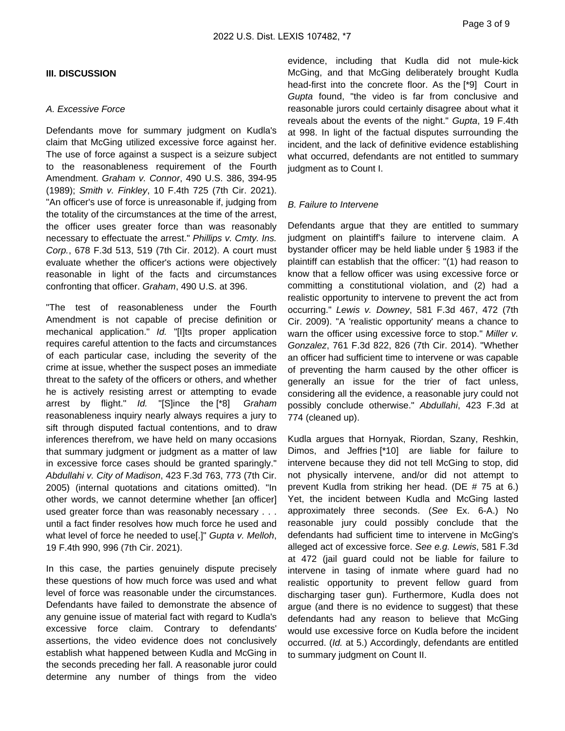### III. DISCUSSION

#### *A. Excessive Force*

Defendants move for summary judgment on Kudla's claim that McGing utilized excessive force against her. The use of force against a suspect is a seizure subject to the reasonableness requirement of the Fourth Amendment. *Graham v. Connor*, 490 U.S. 386, 394-95 (1989); *Smith v. Finkley*, 10 F.4th 725 (7th Cir. 2021). "An officer's use of force is unreasonable if, judging from the totality of the circumstances at the time of the arrest, the officer uses greater force than was reasonably necessary to effectuate the arrest." *Phillips v. Cmty. Ins. Corp.*, 678 F.3d 513, 519 (7th Cir. 2012). A court must evaluate whether the officer's actions were objectively reasonable in light of the facts and circumstances confronting that officer. *Graham*, 490 U.S. at 396.

"The test of reasonableness under the Fourth Amendment is not capable of precise definition or mechanical application." *Id.* "[I]ts proper application requires careful attention to the facts and circumstances of each particular case, including the severity of the crime at issue, whether the suspect poses an immediate threat to the safety of the officers or others, and whether he is actively resisting arrest or attempting to evade arrest by flight." *Id.* "[S]ince the [*8] *Graham* reasonableness inquiry nearly always requires a jury to sift through disputed factual contentions, and to draw inferences therefrom, we have held on many occasions that summary judgment or judgment as a matter of law in excessive force cases should be granted sparingly." *Abdullahi v. City of Madison*, 423 F.3d 763, 773 (7th Cir. 2005) (internal quotations and citations omitted). "In other words, we cannot determine whether [an officer] used greater force than was reasonably necessary . . . until a fact finder resolves how much force he used and what level of force he needed to use[.]" *Gupta v. Melloh*, 19 F.4th 990, 996 (7th Cir. 2021).

In this case, the parties genuinely dispute precisely these questions of how much force was used and what level of force was reasonable under the circumstances. Defendants have failed to demonstrate the absence of any genuine issue of material fact with regard to Kudla's excessive force claim. Contrary to defendants' assertions, the video evidence does not conclusively establish what happened between Kudla and McGing in the seconds preceding her fall. A reasonable juror could determine any number of things from the video evidence, including that Kudla did not mule-kick McGing, and that McGing deliberately brought Kudla head-first into the concrete floor. As the [*9] Court in *Gupta* found, "the video is far from conclusive and reasonable jurors could certainly disagree about what it reveals about the events of the night." *Gupta*, 19 F.4th at 998. In light of the factual disputes surrounding the incident, and the lack of definitive evidence establishing what occurred, defendants are not entitled to summary judgment as to Count I.

#### *B. Failure to Intervene*

Defendants argue that they are entitled to summary judgment on plaintiff's failure to intervene claim. A bystander officer may be held liable under § 1983 if the plaintiff can establish that the officer: "(1) had reason to know that a fellow officer was using excessive force or committing a constitutional violation, and (2) had a realistic opportunity to intervene to prevent the act from occurring." *Lewis v. Downey*, 581 F.3d 467, 472 (7th Cir. 2009). "A 'realistic opportunity' means a chance to warn the officer using excessive force to stop." *Miller v. Gonzalez*, 761 F.3d 822, 826 (7th Cir. 2014). "Whether an officer had sufficient time to intervene or was capable of preventing the harm caused by the other officer is generally an issue for the trier of fact unless, considering all the evidence, a reasonable jury could not possibly conclude otherwise." *Abdullahi*, 423 F.3d at 774 (cleaned up).

Kudla argues that Hornyak, Riordan, Szany, Reshkin, Dimos, and Jeffries [*10] are liable for failure to intervene because they did not tell McGing to stop, did not physically intervene, and/or did not attempt to prevent Kudla from striking her head. (DE # 75 at 6.) Yet, the incident between Kudla and McGing lasted approximately three seconds. (*See* Ex. 6-A.) No reasonable jury could possibly conclude that the defendants had sufficient time to intervene in McGing's alleged act of excessive force. *See e.g. Lewis*, 581 F.3d at 472 (jail guard could not be liable for failure to intervene in tasing of inmate where guard had no realistic opportunity to prevent fellow guard from discharging taser gun). Furthermore, Kudla does not argue (and there is no evidence to suggest) that these defendants had any reason to believe that McGing would use excessive force on Kudla before the incident occurred. (*Id.* at 5.) Accordingly, defendants are entitled to summary judgment on Count II.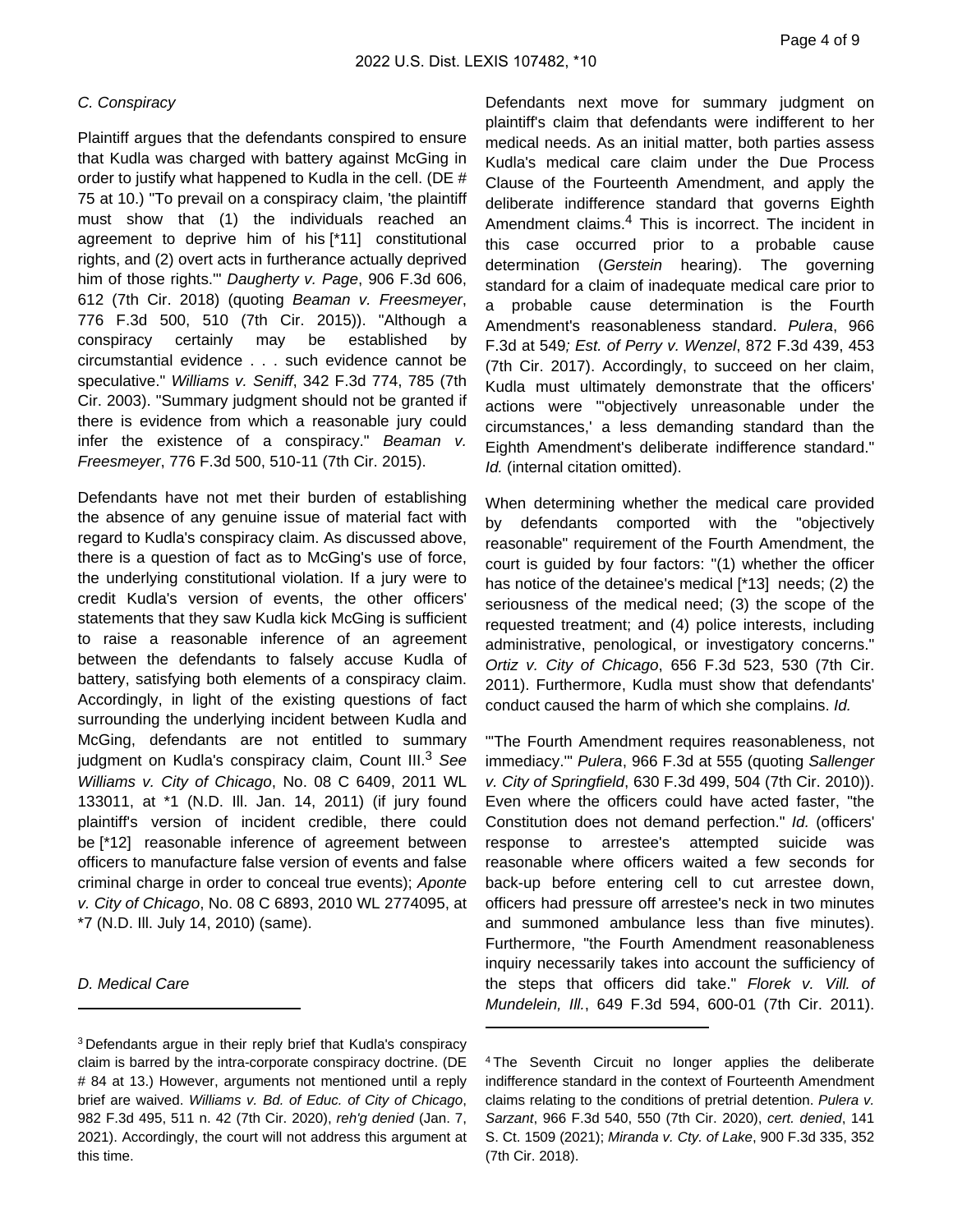*C. Conspiracy*

Plaintiff argues that the defendants conspired to ensure that Kudla was charged with battery against McGing in order to justify what happened to Kudla in the cell. (DE # 75 at 10.) "To prevail on a conspiracy claim, 'the plaintiff must show that (1) the individuals reached an agreement to deprive him of his [*11] constitutional rights, and (2) overt acts in furtherance actually deprived him of those rights.'" *Daugherty v. Page*, 906 F.3d 606, 612 (7th Cir. 2018) (quoting *Beaman v. Freesmeyer*, 776 F.3d 500, 510 (7th Cir. 2015)). "Although a conspiracy certainly may be established by circumstantial evidence . . . such evidence cannot be speculative." *Williams v. Seniff*, 342 F.3d 774, 785 (7th Cir. 2003). "Summary judgment should not be granted if there is evidence from which a reasonable jury could infer the existence of a conspiracy." *Beaman v. Freesmeyer*, 776 F.3d 500, 510-11 (7th Cir. 2015).

Defendants have not met their burden of establishing the absence of any genuine issue of material fact with regard to Kudla's conspiracy claim. As discussed above, there is a question of fact as to McGing's use of force, the underlying constitutional violation. If a jury were to credit Kudla's version of events, the other officers' statements that they saw Kudla kick McGing is sufficient to raise a reasonable inference of an agreement between the defendants to falsely accuse Kudla of battery, satisfying both elements of a conspiracy claim. Accordingly, in light of the existing questions of fact surrounding the underlying incident between Kudla and McGing, defendants are not entitled to summary judgment on Kudla's conspiracy claim, Count III.[3] *See Williams v. City of Chicago*, No. 08 C 6409, 2011 WL 133011, at *1 (N.D. Ill. Jan. 14, 2011) (if jury found plaintiff's version of incident credible, there could be [*12] reasonable inference of agreement between officers to manufacture false version of events and false criminal charge in order to conceal true events); *Aponte v. City of Chicago*, No. 08 C 6893, 2010 WL 2774095, at *7 (N.D. Ill. July 14, 2010) (same).

*D. Medical Care*

Defendants next move for summary judgment on plaintiff's claim that defendants were indifferent to her medical needs. As an initial matter, both parties assess Kudla's medical care claim under the Due Process Clause of the Fourteenth Amendment, and apply the deliberate indifference standard that governs Eighth Amendment claims.[4] This is incorrect. The incident in this case occurred prior to a probable cause determination (*Gerstein* hearing). The governing standard for a claim of inadequate medical care prior to a probable cause determination is the Fourth Amendment's reasonableness standard. *Pulera*, 966 F.3d at 549*; Est. of Perry v. Wenzel*, 872 F.3d 439, 453 (7th Cir. 2017). Accordingly, to succeed on her claim, Kudla must ultimately demonstrate that the officers' actions were "'objectively unreasonable under the circumstances,' a less demanding standard than the Eighth Amendment's deliberate indifference standard." *Id.* (internal citation omitted).

When determining whether the medical care provided by defendants comported with the "objectively reasonable" requirement of the Fourth Amendment, the court is guided by four factors: "(1) whether the officer has notice of the detainee's medical [*13] needs; (2) the seriousness of the medical need; (3) the scope of the requested treatment; and (4) police interests, including administrative, penological, or investigatory concerns." *Ortiz v. City of Chicago*, 656 F.3d 523, 530 (7th Cir. 2011). Furthermore, Kudla must show that defendants' conduct caused the harm of which she complains. *Id.*

"'The Fourth Amendment requires reasonableness, not immediacy.'" *Pulera*, 966 F.3d at 555 (quoting *Sallenger v. City of Springfield*, 630 F.3d 499, 504 (7th Cir. 2010)). Even where the officers could have acted faster, "the Constitution does not demand perfection." *Id.* (officers' response to arrestee's attempted suicide was reasonable where officers waited a few seconds for back-up before entering cell to cut arrestee down, officers had pressure off arrestee's neck in two minutes and summoned ambulance less than five minutes). Furthermore, "the Fourth Amendment reasonableness inquiry necessarily takes into account the sufficiency of the steps that officers did take." *Florek v. Vill. of Mundelein, Ill.*, 649 F.3d 594, 600-01 (7th Cir. 2011).

---

[3] Defendants argue in their reply brief that Kudla's conspiracy claim is barred by the intra-corporate conspiracy doctrine. (DE # 84 at 13.) However, arguments not mentioned until a reply brief are waived. *Williams v. Bd. of Educ. of City of Chicago*, 982 F.3d 495, 511 n. 42 (7th Cir. 2020), *reh'g denied* (Jan. 7, 2021). Accordingly, the court will not address this argument at this time.

[4] The Seventh Circuit no longer applies the deliberate indifference standard in the context of Fourteenth Amendment claims relating to the conditions of pretrial detention. *Pulera v. Sarzant*, 966 F.3d 540, 550 (7th Cir. 2020), *cert. denied*, 141 S. Ct. 1509 (2021); *Miranda v. Cty. of Lake*, 900 F.3d 335, 352 (7th Cir. 2018).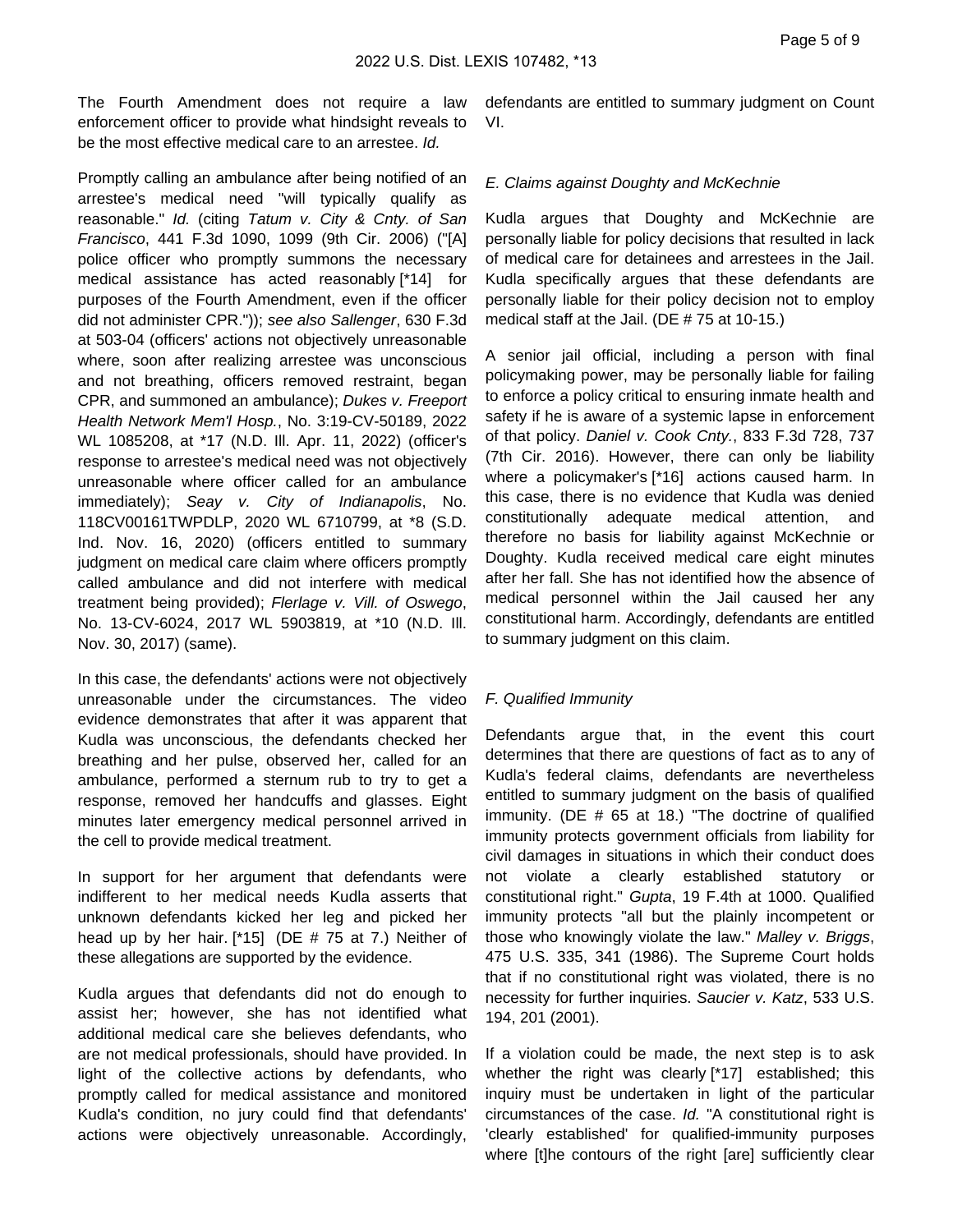The Fourth Amendment does not require a law enforcement officer to provide what hindsight reveals to be the most effective medical care to an arrestee. *Id.*

Promptly calling an ambulance after being notified of an arrestee's medical need "will typically qualify as reasonable." *Id.* (citing *Tatum v. City & Cnty. of San Francisco*, 441 F.3d 1090, 1099 (9th Cir. 2006) ("[A] police officer who promptly summons the necessary medical assistance has acted reasonably [*14] for purposes of the Fourth Amendment, even if the officer did not administer CPR.")); *see also Sallenger*, 630 F.3d at 503-04 (officers' actions not objectively unreasonable where, soon after realizing arrestee was unconscious and not breathing, officers removed restraint, began CPR, and summoned an ambulance); *Dukes v. Freeport Health Network Mem'l Hosp.*, No. 3:19-CV-50189, 2022 WL 1085208, at *17 (N.D. Ill. Apr. 11, 2022) (officer's response to arrestee's medical need was not objectively unreasonable where officer called for an ambulance immediately); *Seay v. City of Indianapolis*, No. 118CV00161TWPDLP, 2020 WL 6710799, at *8 (S.D. Ind. Nov. 16, 2020) (officers entitled to summary judgment on medical care claim where officers promptly called ambulance and did not interfere with medical treatment being provided); *Flerlage v. Vill. of Oswego*, No. 13-CV-6024, 2017 WL 5903819, at *10 (N.D. Ill. Nov. 30, 2017) (same).

In this case, the defendants' actions were not objectively unreasonable under the circumstances. The video evidence demonstrates that after it was apparent that Kudla was unconscious, the defendants checked her breathing and her pulse, observed her, called for an ambulance, performed a sternum rub to try to get a response, removed her handcuffs and glasses. Eight minutes later emergency medical personnel arrived in the cell to provide medical treatment.

In support for her argument that defendants were indifferent to her medical needs Kudla asserts that unknown defendants kicked her leg and picked her head up by her hair. [*15] (DE # 75 at 7.) Neither of these allegations are supported by the evidence.

Kudla argues that defendants did not do enough to assist her; however, she has not identified what additional medical care she believes defendants, who are not medical professionals, should have provided. In light of the collective actions by defendants, who promptly called for medical assistance and monitored Kudla's condition, no jury could find that defendants' actions were objectively unreasonable. Accordingly, defendants are entitled to summary judgment on Count VI.

*E. Claims against Doughty and McKechnie*

Kudla argues that Doughty and McKechnie are personally liable for policy decisions that resulted in lack of medical care for detainees and arrestees in the Jail. Kudla specifically argues that these defendants are personally liable for their policy decision not to employ medical staff at the Jail. (DE # 75 at 10-15.)

A senior jail official, including a person with final policymaking power, may be personally liable for failing to enforce a policy critical to ensuring inmate health and safety if he is aware of a systemic lapse in enforcement of that policy. *Daniel v. Cook Cnty.*, 833 F.3d 728, 737 (7th Cir. 2016). However, there can only be liability where a policymaker's [*16] actions caused harm. In this case, there is no evidence that Kudla was denied constitutionally adequate medical attention, and therefore no basis for liability against McKechnie or Doughty. Kudla received medical care eight minutes after her fall. She has not identified how the absence of medical personnel within the Jail caused her any constitutional harm. Accordingly, defendants are entitled to summary judgment on this claim.

*F. Qualified Immunity*

Defendants argue that, in the event this court determines that there are questions of fact as to any of Kudla's federal claims, defendants are nevertheless entitled to summary judgment on the basis of qualified immunity. (DE # 65 at 18.) "The doctrine of qualified immunity protects government officials from liability for civil damages in situations in which their conduct does not violate a clearly established statutory or constitutional right." *Gupta*, 19 F.4th at 1000. Qualified immunity protects "all but the plainly incompetent or those who knowingly violate the law." *Malley v. Briggs*, 475 U.S. 335, 341 (1986). The Supreme Court holds that if no constitutional right was violated, there is no necessity for further inquiries. *Saucier v. Katz*, 533 U.S. 194, 201 (2001).

If a violation could be made, the next step is to ask whether the right was clearly [*17] established; this inquiry must be undertaken in light of the particular circumstances of the case. *Id.* "A constitutional right is 'clearly established' for qualified-immunity purposes where [t]he contours of the right [are] sufficiently clear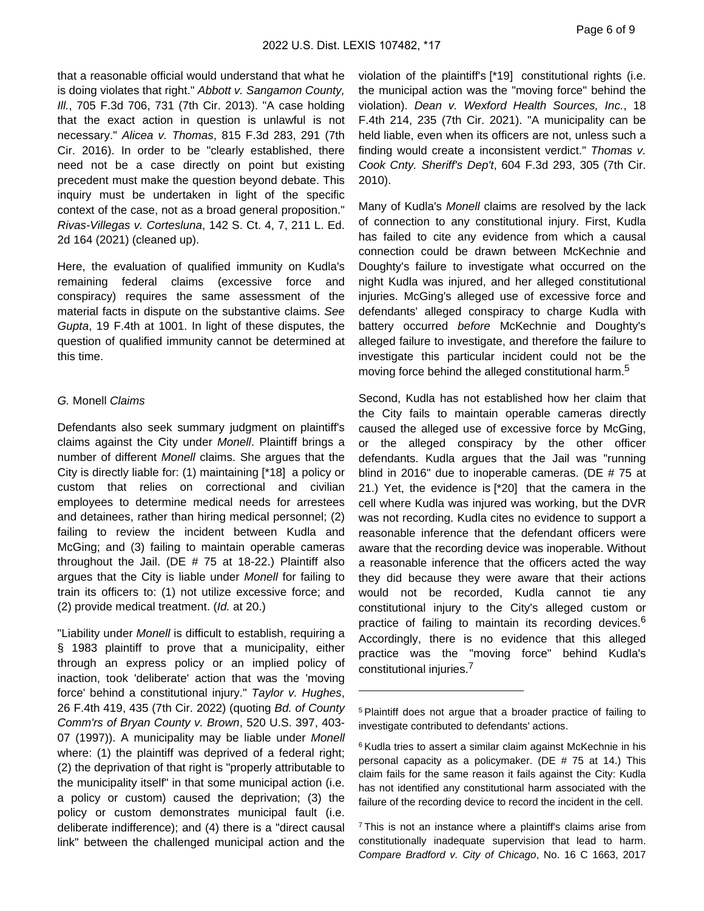that a reasonable official would understand that what he is doing violates that right." *Abbott v. Sangamon County, Ill.*, 705 F.3d 706, 731 (7th Cir. 2013). "A case holding that the exact action in question is unlawful is not necessary." *Alicea v. Thomas*, 815 F.3d 283, 291 (7th Cir. 2016). In order to be "clearly established, there need not be a case directly on point but existing precedent must make the question beyond debate. This inquiry must be undertaken in light of the specific context of the case, not as a broad general proposition." *Rivas-Villegas v. Cortesluna*, 142 S. Ct. 4, 7, 211 L. Ed. 2d 164 (2021) (cleaned up).

Here, the evaluation of qualified immunity on Kudla's remaining federal claims (excessive force and conspiracy) requires the same assessment of the material facts in dispute on the substantive claims. *See Gupta*, 19 F.4th at 1001. In light of these disputes, the question of qualified immunity cannot be determined at this time.

### *G.* Monell *Claims*

Defendants also seek summary judgment on plaintiff's claims against the City under *Monell*. Plaintiff brings a number of different *Monell* claims. She argues that the City is directly liable for: (1) maintaining [*18] a policy or custom that relies on correctional and civilian employees to determine medical needs for arrestees and detainees, rather than hiring medical personnel; (2) failing to review the incident between Kudla and McGing; and (3) failing to maintain operable cameras throughout the Jail. (DE # 75 at 18-22.) Plaintiff also argues that the City is liable under *Monell* for failing to train its officers to: (1) not utilize excessive force; and (2) provide medical treatment. (*Id.* at 20.)

"Liability under *Monell* is difficult to establish, requiring a § 1983 plaintiff to prove that a municipality, either through an express policy or an implied policy of inaction, took 'deliberate' action that was the 'moving force' behind a constitutional injury." *Taylor v. Hughes*, 26 F.4th 419, 435 (7th Cir. 2022) (quoting *Bd. of County Comm'rs of Bryan County v. Brown*, 520 U.S. 397, 403-07 (1997)). A municipality may be liable under *Monell* where: (1) the plaintiff was deprived of a federal right; (2) the deprivation of that right is "properly attributable to the municipality itself" in that some municipal action (i.e. a policy or custom) caused the deprivation; (3) the policy or custom demonstrates municipal fault (i.e. deliberate indifference); and (4) there is a "direct causal link" between the challenged municipal action and the violation of the plaintiff's [*19] constitutional rights (i.e. the municipal action was the "moving force" behind the violation). *Dean v. Wexford Health Sources, Inc.*, 18 F.4th 214, 235 (7th Cir. 2021). "A municipality can be held liable, even when its officers are not, unless such a finding would create a inconsistent verdict." *Thomas v. Cook Cnty. Sheriff's Dep't*, 604 F.3d 293, 305 (7th Cir. 2010).

Many of Kudla's *Monell* claims are resolved by the lack of connection to any constitutional injury. First, Kudla has failed to cite any evidence from which a causal connection could be drawn between McKechnie and Doughty's failure to investigate what occurred on the night Kudla was injured, and her alleged constitutional injuries. McGing's alleged use of excessive force and defendants' alleged conspiracy to charge Kudla with battery occurred *before* McKechnie and Doughty's alleged failure to investigate, and therefore the failure to investigate this particular incident could not be the moving force behind the alleged constitutional harm.[5]

Second, Kudla has not established how her claim that the City fails to maintain operable cameras directly caused the alleged use of excessive force by McGing, or the alleged conspiracy by the other officer defendants. Kudla argues that the Jail was "running blind in 2016" due to inoperable cameras. (DE # 75 at 21.) Yet, the evidence is [*20] that the camera in the cell where Kudla was injured was working, but the DVR was not recording. Kudla cites no evidence to support a reasonable inference that the defendant officers were aware that the recording device was inoperable. Without a reasonable inference that the officers acted the way they did because they were aware that their actions would not be recorded, Kudla cannot tie any constitutional injury to the City's alleged custom or practice of failing to maintain its recording devices.[6] Accordingly, there is no evidence that this alleged practice was the "moving force" behind Kudla's constitutional injuries.[7]

---

[5] Plaintiff does not argue that a broader practice of failing to investigate contributed to defendants' actions.

[6] Kudla tries to assert a similar claim against McKechnie in his personal capacity as a policymaker. (DE # 75 at 14.) This claim fails for the same reason it fails against the City: Kudla has not identified any constitutional harm associated with the failure of the recording device to record the incident in the cell.

[7] This is not an instance where a plaintiff's claims arise from constitutionally inadequate supervision that lead to harm. *Compare Bradford v. City of Chicago*, No. 16 C 1663, 2017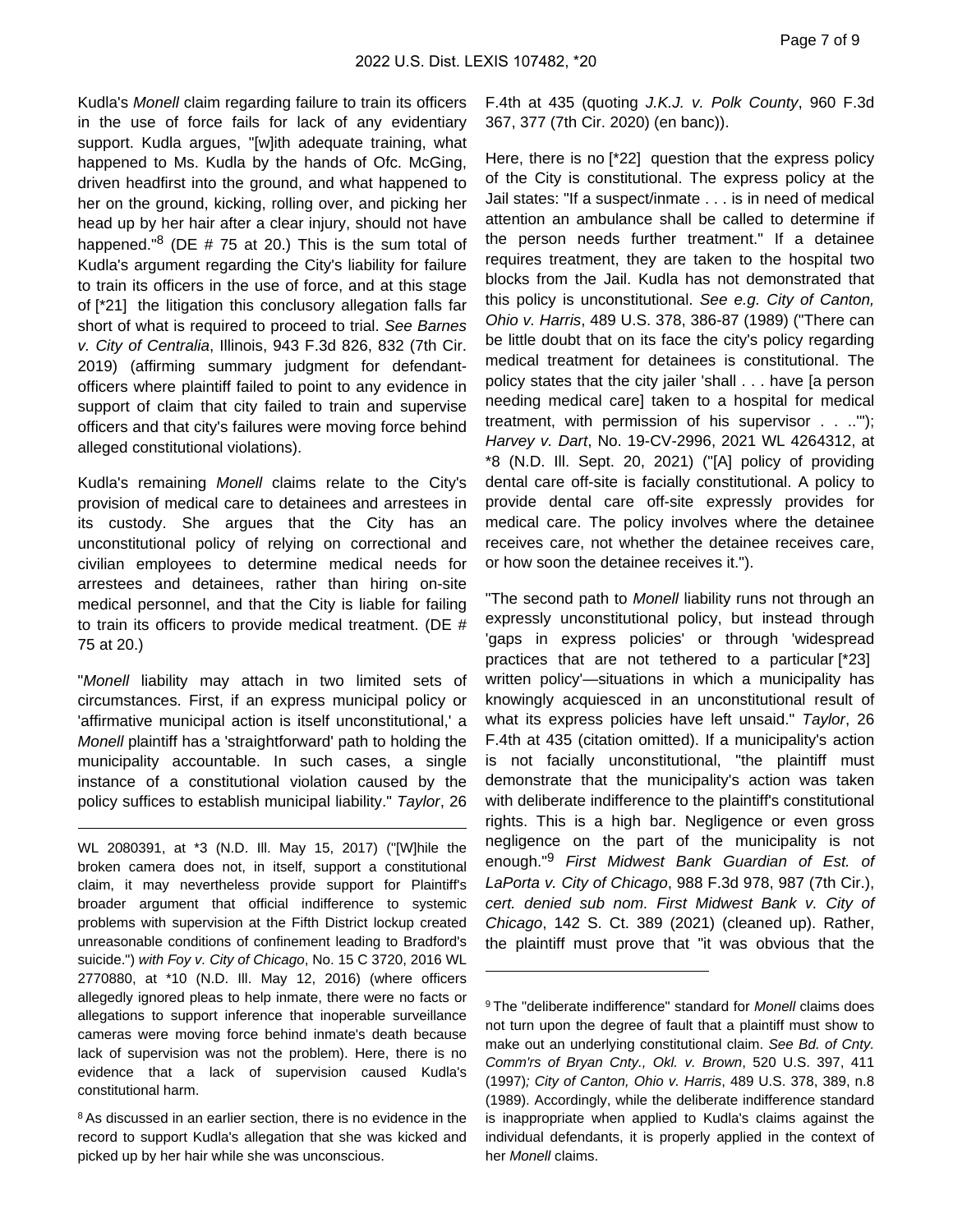Kudla's *Monell* claim regarding failure to train its officers in the use of force fails for lack of any evidentiary support. Kudla argues, "[w]ith adequate training, what happened to Ms. Kudla by the hands of Ofc. McGing, driven headfirst into the ground, and what happened to her on the ground, kicking, rolling over, and picking her head up by her hair after a clear injury, should not have happened."[8] (DE # 75 at 20.) This is the sum total of Kudla's argument regarding the City's liability for failure to train its officers in the use of force, and at this stage of [*21] the litigation this conclusory allegation falls far short of what is required to proceed to trial. *See Barnes v. City of Centralia*, Illinois, 943 F.3d 826, 832 (7th Cir. 2019) (affirming summary judgment for defendant-officers where plaintiff failed to point to any evidence in support of claim that city failed to train and supervise officers and that city's failures were moving force behind alleged constitutional violations).

Kudla's remaining *Monell* claims relate to the City's provision of medical care to detainees and arrestees in its custody. She argues that the City has an unconstitutional policy of relying on correctional and civilian employees to determine medical needs for arrestees and detainees, rather than hiring on-site medical personnel, and that the City is liable for failing to train its officers to provide medical treatment. (DE # 75 at 20.)

"*Monell* liability may attach in two limited sets of circumstances. First, if an express municipal policy or 'affirmative municipal action is itself unconstitutional,' a *Monell* plaintiff has a 'straightforward' path to holding the municipality accountable. In such cases, a single instance of a constitutional violation caused by the policy suffices to establish municipal liability." *Taylor*, 26 F.4th at 435 (quoting *J.K.J. v. Polk County*, 960 F.3d 367, 377 (7th Cir. 2020) (en banc)).

Here, there is no [*22] question that the express policy of the City is constitutional. The express policy at the Jail states: "If a suspect/inmate . . . is in need of medical attention an ambulance shall be called to determine if the person needs further treatment." If a detainee requires treatment, they are taken to the hospital two blocks from the Jail. Kudla has not demonstrated that this policy is unconstitutional. *See e.g. City of Canton, Ohio v. Harris*, 489 U.S. 378, 386-87 (1989) ("There can be little doubt that on its face the city's policy regarding medical treatment for detainees is constitutional. The policy states that the city jailer 'shall . . . have [a person needing medical care] taken to a hospital for medical treatment, with permission of his supervisor . . ..'"); *Harvey v. Dart*, No. 19-CV-2996, 2021 WL 4264312, at *8 (N.D. Ill. Sept. 20, 2021) ("[A] policy of providing dental care off-site is facially constitutional. A policy to provide dental care off-site expressly provides for medical care. The policy involves where the detainee receives care, not whether the detainee receives care, or how soon the detainee receives it.").

"The second path to *Monell* liability runs not through an expressly unconstitutional policy, but instead through 'gaps in express policies' or through 'widespread practices that are not tethered to a particular [*23] written policy'—situations in which a municipality has knowingly acquiesced in an unconstitutional result of what its express policies have left unsaid." *Taylor*, 26 F.4th at 435 (citation omitted). If a municipality's action is not facially unconstitutional, "the plaintiff must demonstrate that the municipality's action was taken with deliberate indifference to the plaintiff's constitutional rights. This is a high bar. Negligence or even gross negligence on the part of the municipality is not enough."[9] *First Midwest Bank Guardian of Est. of LaPorta v. City of Chicago*, 988 F.3d 978, 987 (7th Cir.), *cert. denied sub nom. First Midwest Bank v. City of Chicago*, 142 S. Ct. 389 (2021) (cleaned up). Rather, the plaintiff must prove that "it was obvious that the

---

WL 2080391, at *3 (N.D. Ill. May 15, 2017) ("[W]hile the broken camera does not, in itself, support a constitutional claim, it may nevertheless provide support for Plaintiff's broader argument that official indifference to systemic problems with supervision at the Fifth District lockup created unreasonable conditions of confinement leading to Bradford's suicide.") *with Foy v. City of Chicago*, No. 15 C 3720, 2016 WL 2770880, at *10 (N.D. Ill. May 12, 2016) (where officers allegedly ignored pleas to help inmate, there were no facts or allegations to support inference that inoperable surveillance cameras were moving force behind inmate's death because lack of supervision was not the problem). Here, there is no evidence that a lack of supervision caused Kudla's constitutional harm.

[8] As discussed in an earlier section, there is no evidence in the record to support Kudla's allegation that she was kicked and picked up by her hair while she was unconscious.

[9] The "deliberate indifference" standard for *Monell* claims does not turn upon the degree of fault that a plaintiff must show to make out an underlying constitutional claim. *See Bd. of Cnty. Comm'rs of Bryan Cnty., Okl. v. Brown*, 520 U.S. 397, 411 (1997)*; City of Canton, Ohio v. Harris*, 489 U.S. 378, 389, n.8 (1989). Accordingly, while the deliberate indifference standard is inappropriate when applied to Kudla's claims against the individual defendants, it is properly applied in the context of her *Monell* claims.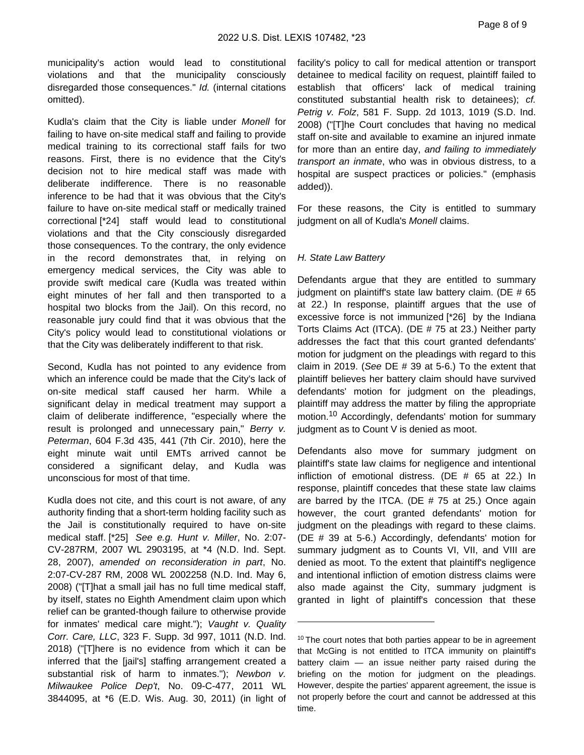municipality's action would lead to constitutional violations and that the municipality consciously disregarded those consequences." *Id.* (internal citations omitted).

Kudla's claim that the City is liable under *Monell* for failing to have on-site medical staff and failing to provide medical training to its correctional staff fails for two reasons. First, there is no evidence that the City's decision not to hire medical staff was made with deliberate indifference. There is no reasonable inference to be had that it was obvious that the City's failure to have on-site medical staff or medically trained correctional [*24] staff would lead to constitutional violations and that the City consciously disregarded those consequences. To the contrary, the only evidence in the record demonstrates that, in relying on emergency medical services, the City was able to provide swift medical care (Kudla was treated within eight minutes of her fall and then transported to a hospital two blocks from the Jail). On this record, no reasonable jury could find that it was obvious that the City's policy would lead to constitutional violations or that the City was deliberately indifferent to that risk.

Second, Kudla has not pointed to any evidence from which an inference could be made that the City's lack of on-site medical staff caused her harm. While a significant delay in medical treatment may support a claim of deliberate indifference, "especially where the result is prolonged and unnecessary pain," *Berry v. Peterman*, 604 F.3d 435, 441 (7th Cir. 2010), here the eight minute wait until EMTs arrived cannot be considered a significant delay, and Kudla was unconscious for most of that time.

Kudla does not cite, and this court is not aware, of any authority finding that a short-term holding facility such as the Jail is constitutionally required to have on-site medical staff. [*25] *See e.g. Hunt v. Miller*, No. 2:07-CV-287RM, 2007 WL 2903195, at *4 (N.D. Ind. Sept. 28, 2007), *amended on reconsideration in part*, No. 2:07-CV-287 RM, 2008 WL 2002258 (N.D. Ind. May 6, 2008) ("[T]hat a small jail has no full time medical staff, by itself, states no Eighth Amendment claim upon which relief can be granted-though failure to otherwise provide for inmates' medical care might."); *Vaught v. Quality Corr. Care, LLC*, 323 F. Supp. 3d 997, 1011 (N.D. Ind. 2018) ("[T]here is no evidence from which it can be inferred that the [jail's] staffing arrangement created a substantial risk of harm to inmates."); *Newbon v. Milwaukee Police Dep't*, No. 09-C-477, 2011 WL 3844095, at *6 (E.D. Wis. Aug. 30, 2011) (in light of facility's policy to call for medical attention or transport detainee to medical facility on request, plaintiff failed to establish that officers' lack of medical training constituted substantial health risk to detainees); *cf. Petrig v. Folz*, 581 F. Supp. 2d 1013, 1019 (S.D. Ind. 2008) ("[T]he Court concludes that having no medical staff on-site and available to examine an injured inmate for more than an entire day, *and failing to immediately transport an inmate*, who was in obvious distress, to a hospital are suspect practices or policies." (emphasis added)).

For these reasons, the City is entitled to summary judgment on all of Kudla's *Monell* claims.

*H. State Law Battery*

Defendants argue that they are entitled to summary judgment on plaintiff's state law battery claim. (DE # 65 at 22.) In response, plaintiff argues that the use of excessive force is not immunized [*26] by the Indiana Torts Claims Act (ITCA). (DE # 75 at 23.) Neither party addresses the fact that this court granted defendants' motion for judgment on the pleadings with regard to this claim in 2019. (*See* DE # 39 at 5-6.) To the extent that plaintiff believes her battery claim should have survived defendants' motion for judgment on the pleadings, plaintiff may address the matter by filing the appropriate motion.[10] Accordingly, defendants' motion for summary judgment as to Count V is denied as moot.

Defendants also move for summary judgment on plaintiff's state law claims for negligence and intentional infliction of emotional distress. (DE # 65 at 22.) In response, plaintiff concedes that these state law claims are barred by the ITCA. (DE # 75 at 25.) Once again however, the court granted defendants' motion for judgment on the pleadings with regard to these claims. (DE # 39 at 5-6.) Accordingly, defendants' motion for summary judgment as to Counts VI, VII, and VIII are denied as moot. To the extent that plaintiff's negligence and intentional infliction of emotion distress claims were also made against the City, summary judgment is granted in light of plaintiff's concession that these

---

[10] The court notes that both parties appear to be in agreement that McGing is not entitled to ITCA immunity on plaintiff's battery claim — an issue neither party raised during the briefing on the motion for judgment on the pleadings. However, despite the parties' apparent agreement, the issue is not properly before the court and cannot be addressed at this time.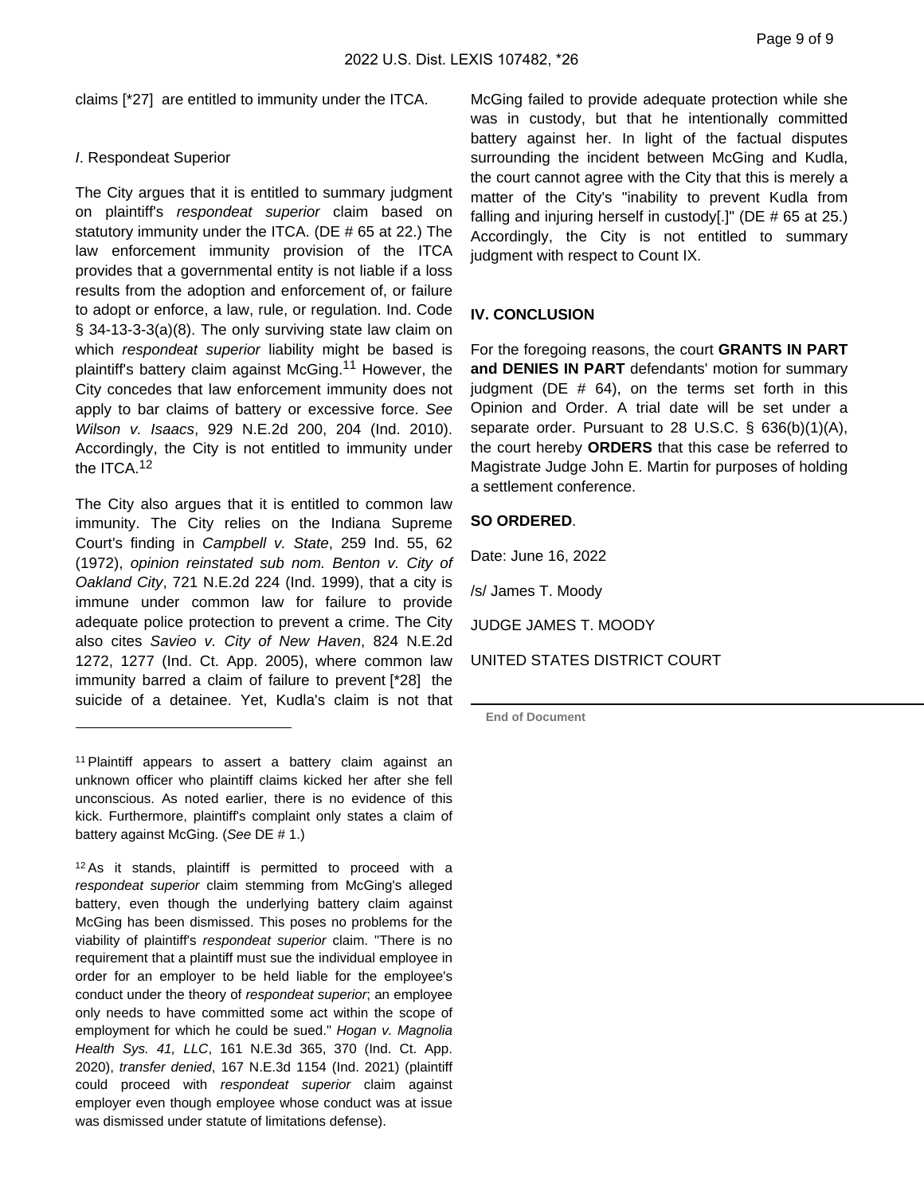claims [*27] are entitled to immunity under the ITCA.

*I*. Respondeat Superior

The City argues that it is entitled to summary judgment on plaintiff's *respondeat superior* claim based on statutory immunity under the ITCA. (DE # 65 at 22.) The law enforcement immunity provision of the ITCA provides that a governmental entity is not liable if a loss results from the adoption and enforcement of, or failure to adopt or enforce, a law, rule, or regulation. Ind. Code § 34-13-3-3(a)(8). The only surviving state law claim on which *respondeat superior* liability might be based is plaintiff's battery claim against McGing.[11] However, the City concedes that law enforcement immunity does not apply to bar claims of battery or excessive force. *See Wilson v. Isaacs*, 929 N.E.2d 200, 204 (Ind. 2010). Accordingly, the City is not entitled to immunity under the ITCA.[12]

The City also argues that it is entitled to common law immunity. The City relies on the Indiana Supreme Court's finding in *Campbell v. State*, 259 Ind. 55, 62 (1972), *opinion reinstated sub nom. Benton v. City of Oakland City*, 721 N.E.2d 224 (Ind. 1999), that a city is immune under common law for failure to provide adequate police protection to prevent a crime. The City also cites *Savieo v. City of New Haven*, 824 N.E.2d 1272, 1277 (Ind. Ct. App. 2005), where common law immunity barred a claim of failure to prevent [*28] the suicide of a detainee. Yet, Kudla's claim is not that McGing failed to provide adequate protection while she was in custody, but that he intentionally committed battery against her. In light of the factual disputes surrounding the incident between McGing and Kudla, the court cannot agree with the City that this is merely a matter of the City's "inability to prevent Kudla from falling and injuring herself in custody[.]" (DE # 65 at 25.) Accordingly, the City is not entitled to summary judgment with respect to Count IX.

## IV. CONCLUSION

For the foregoing reasons, the court **GRANTS IN PART and DENIES IN PART** defendants' motion for summary judgment (DE # 64), on the terms set forth in this Opinion and Order. A trial date will be set under a separate order. Pursuant to 28 U.S.C. § 636(b)(1)(A), the court hereby **ORDERS** that this case be referred to Magistrate Judge John E. Martin for purposes of holding a settlement conference.

**SO ORDERED**.

Date: June 16, 2022

/s/ James T. Moody

JUDGE JAMES T. MOODY

UNITED STATES DISTRICT COURT

End of Document

---

[11] Plaintiff appears to assert a battery claim against an unknown officer who plaintiff claims kicked her after she fell unconscious. As noted earlier, there is no evidence of this kick. Furthermore, plaintiff's complaint only states a claim of battery against McGing. (*See* DE # 1.)

[12] As it stands, plaintiff is permitted to proceed with a *respondeat superior* claim stemming from McGing's alleged battery, even though the underlying battery claim against McGing has been dismissed. This poses no problems for the viability of plaintiff's *respondeat superior* claim. "There is no requirement that a plaintiff must sue the individual employee in order for an employer to be held liable for the employee's conduct under the theory of *respondeat superior*; an employee only needs to have committed some act within the scope of employment for which he could be sued." *Hogan v. Magnolia Health Sys. 41, LLC*, 161 N.E.3d 365, 370 (Ind. Ct. App. 2020), *transfer denied*, 167 N.E.3d 1154 (Ind. 2021) (plaintiff could proceed with *respondeat superior* claim against employer even though employee whose conduct was at issue was dismissed under statute of limitations defense).